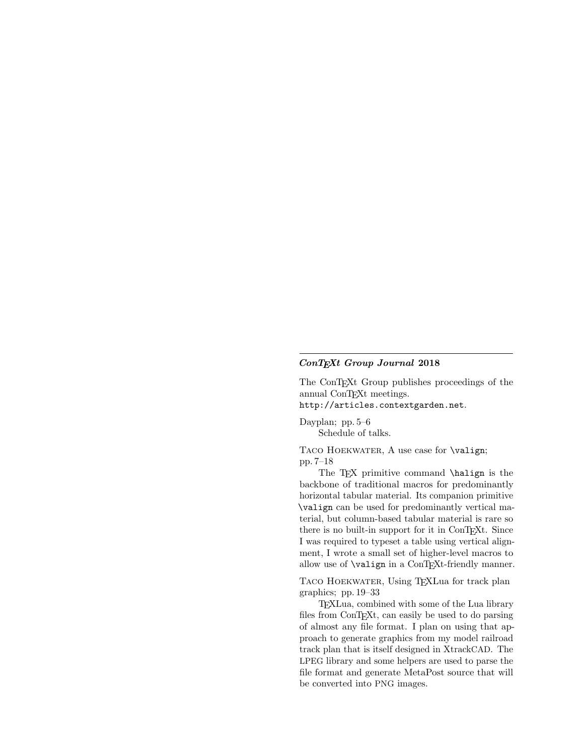***ConTEXt Group Journal* 2018**

The ConTEXt Group publishes proceedings of the annual ConTEXt meetings.
http://articles.contextgarden.net.

Dayplan; pp. 5–6

Schedule of talks.

TACO HOEKWATER, A use case for \valign; pp. 7–18

The TEX primitive command \halign is the backbone of traditional macros for predominantly horizontal tabular material. Its companion primitive \valign can be used for predominantly vertical material, but column-based tabular material is rare so there is no built-in support for it in ConTEXt. Since I was required to typeset a table using vertical alignment, I wrote a small set of higher-level macros to allow use of \valign in a ConTEXt-friendly manner.

TACO HOEKWATER, Using TEXLua for track plan graphics; pp. 19–33

TEXLua, combined with some of the Lua library files from ConTEXt, can easily be used to do parsing of almost any file format. I plan on using that approach to generate graphics from my model railroad track plan that is itself designed in XtrackCAD. The LPEG library and some helpers are used to parse the file format and generate MetaPost source that will be converted into PNG images.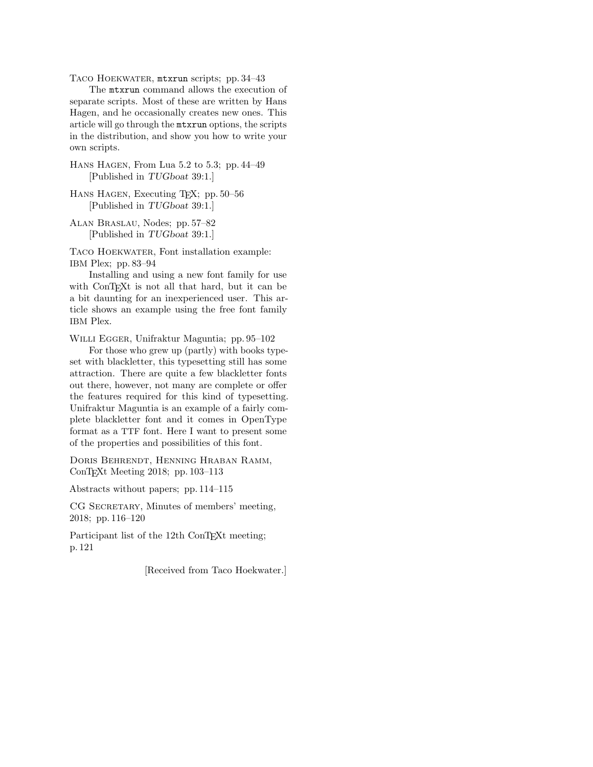Taco Hoekwater, `mtxrun` scripts; pp. 34–43

The `mtxrun` command allows the execution of separate scripts. Most of these are written by Hans Hagen, and he occasionally creates new ones. This article will go through the `mtxrun` options, the scripts in the distribution, and show you how to write your own scripts.

Hans Hagen, From Lua 5.2 to 5.3; pp. 44–49
[Published in *TUGboat* 39:1.]

Hans Hagen, Executing TEX; pp. 50–56
[Published in *TUGboat* 39:1.]

Alan Braslau, Nodes; pp. 57–82
[Published in *TUGboat* 39:1.]

Taco Hoekwater, Font installation example: IBM Plex; pp. 83–94

Installing and using a new font family for use with ConTEXt is not all that hard, but it can be a bit daunting for an inexperienced user. This article shows an example using the free font family IBM Plex.

Willi Egger, Unifraktur Maguntia; pp. 95–102

For those who grew up (partly) with books typeset with blackletter, this typesetting still has some attraction. There are quite a few blackletter fonts out there, however, not many are complete or offer the features required for this kind of typesetting. Unifraktur Maguntia is an example of a fairly complete blackletter font and it comes in OpenType format as a TTF font. Here I want to present some of the properties and possibilities of this font.

Doris Behrendt, Henning Hraban Ramm, ConTEXt Meeting 2018; pp. 103–113

Abstracts without papers; pp. 114–115

CG Secretary, Minutes of members' meeting, 2018; pp. 116–120

Participant list of the 12th ConTEXt meeting; p. 121

[Received from Taco Hoekwater.]